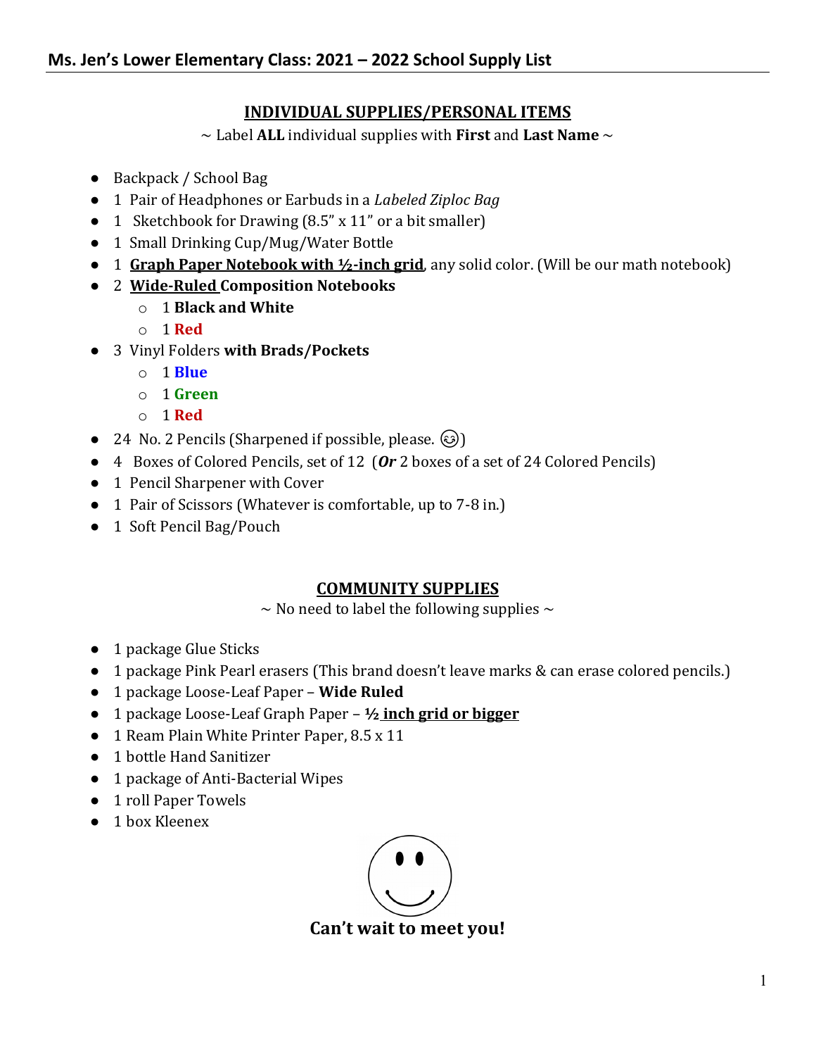# Ms. Jen's Lower Elementary Class: 2021 – 2022 School Supply List

## INDIVIDUAL SUPPLIES/PERSONAL ITEMS

~ Label **ALL** individual supplies with **First** and **Last Name** ~

- Backpack / School Bag
- 1 Pair of Headphones or Earbuds in a *Labeled Ziploc Bag*
- 1 Sketchbook for Drawing (8.5" x 11" or a bit smaller)
- 1 Small Drinking Cup/Mug/Water Bottle
- 1 **Graph Paper Notebook with ½-inch grid**, any solid color. (Will be our math notebook)
- 2 **Wide-Ruled Composition Notebooks**
  - 1 **Black and White**
  - 1 **Red**
- 3 Vinyl Folders **with Brads/Pockets**
  - 1 **Blue**
  - 1 **Green**
  - 1 **Red**
- 24 No. 2 Pencils (Sharpened if possible, please. 😊)
- 4 Boxes of Colored Pencils, set of 12 (***Or*** 2 boxes of a set of 24 Colored Pencils)
- 1 Pencil Sharpener with Cover
- 1 Pair of Scissors (Whatever is comfortable, up to 7-8 in.)
- 1 Soft Pencil Bag/Pouch

## COMMUNITY SUPPLIES

~ No need to label the following supplies ~

- 1 package Glue Sticks
- 1 package Pink Pearl erasers (This brand doesn't leave marks & can erase colored pencils.)
- 1 package Loose-Leaf Paper – **Wide Ruled**
- 1 package Loose-Leaf Graph Paper – **½ inch grid or bigger**
- 1 Ream Plain White Printer Paper, 8.5 x 11
- 1 bottle Hand Sanitizer
- 1 package of Anti-Bacterial Wipes
- 1 roll Paper Towels
- 1 box Kleenex

**Can't wait to meet you!**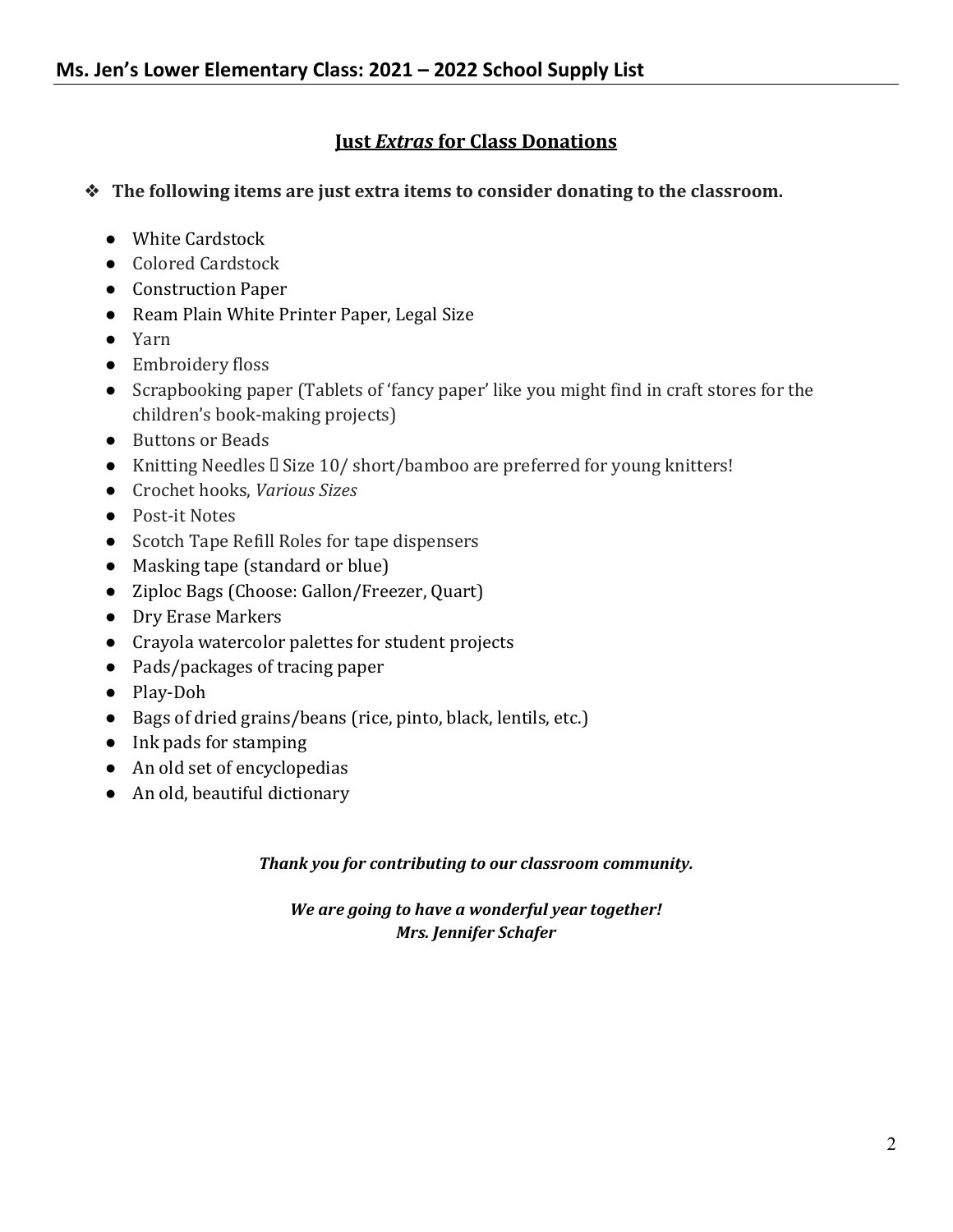## Just *Extras* for Class Donations

❖ **The following items are just extra items to consider donating to the classroom.**

- White Cardstock
- Colored Cardstock
- Construction Paper
- Ream Plain White Printer Paper, Legal Size
- Yarn
- Embroidery floss
- Scrapbooking paper (Tablets of 'fancy paper' like you might find in craft stores for the children's book-making projects)
- Buttons or Beads
- Knitting Needles  Size 10/ short/bamboo are preferred for young knitters!
- Crochet hooks, *Various Sizes*
- Post-it Notes
- Scotch Tape Refill Roles for tape dispensers
- Masking tape (standard or blue)
- Ziploc Bags (Choose: Gallon/Freezer, Quart)
- Dry Erase Markers
- Crayola watercolor palettes for student projects
- Pads/packages of tracing paper
- Play-Doh
- Bags of dried grains/beans (rice, pinto, black, lentils, etc.)
- Ink pads for stamping
- An old set of encyclopedias
- An old, beautiful dictionary

***Thank you for contributing to our classroom community.***

***We are going to have a wonderful year together!***
***Mrs. Jennifer Schafer***